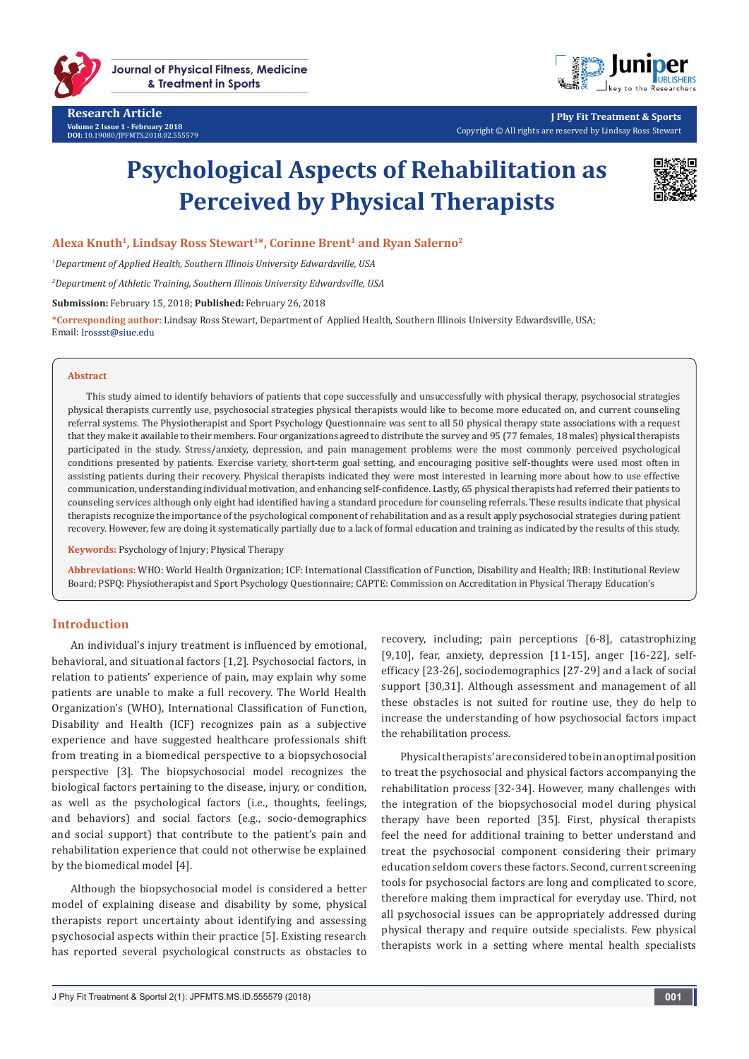Research Article

Volume 2 Issue 1 - February 2018
DOI: 10.19080/JPFMTS.2018.02.555579

J Phy Fit Treatment & Sports
Copyright © All rights are reserved by Lindsay Ross Stewart

# Psychological Aspects of Rehabilitation as Perceived by Physical Therapists

**Alexa Knuth[1], Lindsay Ross Stewart[1]*, Corinne Brent[1] and Ryan Salerno[2]**

*[1]Department of Applied Health, Southern Illinois University Edwardsville, USA*

*[2]Department of Athletic Training, Southern Illinois University Edwardsville, USA*

**Submission:** February 15, 2018; **Published:** February 26, 2018

**\*Corresponding author:** Lindsay Ross Stewart, Department of Applied Health, Southern Illinois University Edwardsville, USA; Email: lrosst@siue.edu

## Abstract

This study aimed to identify behaviors of patients that cope successfully and unsuccessfully with physical therapy, psychosocial strategies physical therapists currently use, psychosocial strategies physical therapists would like to become more educated on, and current counseling referral systems. The Physiotherapist and Sport Psychology Questionnaire was sent to all 50 physical therapy state associations with a request that they make it available to their members. Four organizations agreed to distribute the survey and 95 (77 females, 18 males) physical therapists participated in the study. Stress/anxiety, depression, and pain management problems were the most commonly perceived psychological conditions presented by patients. Exercise variety, short-term goal setting, and encouraging positive self-thoughts were used most often in assisting patients during their recovery. Physical therapists indicated they were most interested in learning more about how to use effective communication, understanding individual motivation, and enhancing self-confidence. Lastly, 65 physical therapists had referred their patients to counseling services although only eight had identified having a standard procedure for counseling referrals. These results indicate that physical therapists recognize the importance of the psychological component of rehabilitation and as a result apply psychosocial strategies during patient recovery. However, few are doing it systematically partially due to a lack of formal education and training as indicated by the results of this study.

**Keywords:** Psychology of Injury; Physical Therapy

**Abbreviations:** WHO: World Health Organization; ICF: International Classification of Function, Disability and Health; IRB: Institutional Review Board; PSPQ: Physiotherapist and Sport Psychology Questionnaire; CAPTE: Commission on Accreditation in Physical Therapy Education's

## Introduction

An individual's injury treatment is influenced by emotional, behavioral, and situational factors [1,2]. Psychosocial factors, in relation to patients' experience of pain, may explain why some patients are unable to make a full recovery. The World Health Organization's (WHO), International Classification of Function, Disability and Health (ICF) recognizes pain as a subjective experience and have suggested healthcare professionals shift from treating in a biomedical perspective to a biopsychosocial perspective [3]. The biopsychosocial model recognizes the biological factors pertaining to the disease, injury, or condition, as well as the psychological factors (i.e., thoughts, feelings, and behaviors) and social factors (e.g., socio-demographics and social support) that contribute to the patient's pain and rehabilitation experience that could not otherwise be explained by the biomedical model [4].

Although the biopsychosocial model is considered a better model of explaining disease and disability by some, physical therapists report uncertainty about identifying and assessing psychosocial aspects within their practice [5]. Existing research has reported several psychological constructs as obstacles to recovery, including; pain perceptions [6-8], catastrophizing [9,10], fear, anxiety, depression [11-15], anger [16-22], self-efficacy [23-26], sociodemographics [27-29] and a lack of social support [30,31]. Although assessment and management of all these obstacles is not suited for routine use, they do help to increase the understanding of how psychosocial factors impact the rehabilitation process.

Physical therapists' are considered to be in an optimal position to treat the psychosocial and physical factors accompanying the rehabilitation process [32-34]. However, many challenges with the integration of the biopsychosocial model during physical therapy have been reported [35]. First, physical therapists feel the need for additional training to better understand and treat the psychosocial component considering their primary education seldom covers these factors. Second, current screening tools for psychosocial factors are long and complicated to score, therefore making them impractical for everyday use. Third, not all psychosocial issues can be appropriately addressed during physical therapy and require outside specialists. Few physical therapists work in a setting where mental health specialists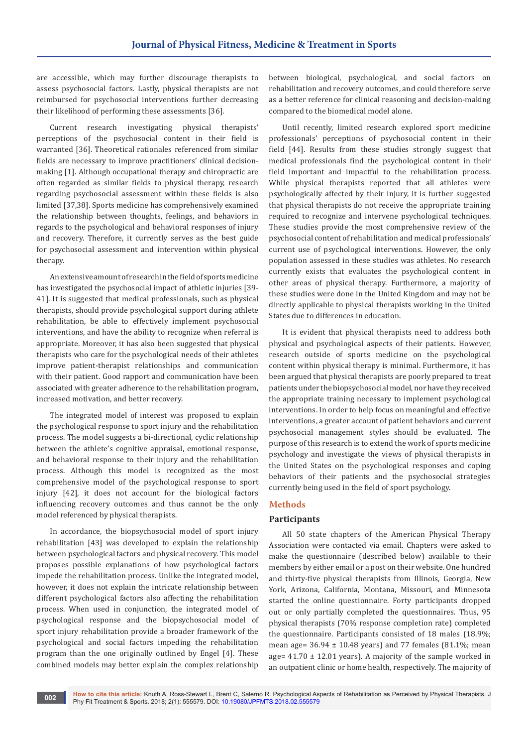are accessible, which may further discourage therapists to assess psychosocial factors. Lastly, physical therapists are not reimbursed for psychosocial interventions further decreasing their likelihood of performing these assessments [36].

Current research investigating physical therapists' perceptions of the psychosocial content in their field is warranted [36]. Theoretical rationales referenced from similar fields are necessary to improve practitioners' clinical decision-making [1]. Although occupational therapy and chiropractic are often regarded as similar fields to physical therapy, research regarding psychosocial assessment within these fields is also limited [37,38]. Sports medicine has comprehensively examined the relationship between thoughts, feelings, and behaviors in regards to the psychological and behavioral responses of injury and recovery. Therefore, it currently serves as the best guide for psychosocial assessment and intervention within physical therapy.

An extensive amount of research in the field of sports medicine has investigated the psychosocial impact of athletic injuries [39-41]. It is suggested that medical professionals, such as physical therapists, should provide psychological support during athlete rehabilitation, be able to effectively implement psychosocial interventions, and have the ability to recognize when referral is appropriate. Moreover, it has also been suggested that physical therapists who care for the psychological needs of their athletes improve patient-therapist relationships and communication with their patient. Good rapport and communication have been associated with greater adherence to the rehabilitation program, increased motivation, and better recovery.

The integrated model of interest was proposed to explain the psychological response to sport injury and the rehabilitation process. The model suggests a bi-directional, cyclic relationship between the athlete's cognitive appraisal, emotional response, and behavioral response to their injury and the rehabilitation process. Although this model is recognized as the most comprehensive model of the psychological response to sport injury [42], it does not account for the biological factors influencing recovery outcomes and thus cannot be the only model referenced by physical therapists.

In accordance, the biopsychosocial model of sport injury rehabilitation [43] was developed to explain the relationship between psychological factors and physical recovery. This model proposes possible explanations of how psychological factors impede the rehabilitation process. Unlike the integrated model, however, it does not explain the intricate relationship between different psychological factors also affecting the rehabilitation process. When used in conjunction, the integrated model of psychological response and the biopsychosocial model of sport injury rehabilitation provide a broader framework of the psychological and social factors impeding the rehabilitation program than the one originally outlined by Engel [4]. These combined models may better explain the complex relationship between biological, psychological, and social factors on rehabilitation and recovery outcomes, and could therefore serve as a better reference for clinical reasoning and decision-making compared to the biomedical model alone.

Until recently, limited research explored sport medicine professionals' perceptions of psychosocial content in their field [44]. Results from these studies strongly suggest that medical professionals find the psychological content in their field important and impactful to the rehabilitation process. While physical therapists reported that all athletes were psychologically affected by their injury, it is further suggested that physical therapists do not receive the appropriate training required to recognize and intervene psychological techniques. These studies provide the most comprehensive review of the psychosocial content of rehabilitation and medical professionals' current use of psychological interventions. However, the only population assessed in these studies was athletes. No research currently exists that evaluates the psychological content in other areas of physical therapy. Furthermore, a majority of these studies were done in the United Kingdom and may not be directly applicable to physical therapists working in the United States due to differences in education.

It is evident that physical therapists need to address both physical and psychological aspects of their patients. However, research outside of sports medicine on the psychological content within physical therapy is minimal. Furthermore, it has been argued that physical therapists are poorly prepared to treat patients under the biopsychosocial model, nor have they received the appropriate training necessary to implement psychological interventions. In order to help focus on meaningful and effective interventions, a greater account of patient behaviors and current psychosocial management styles should be evaluated. The purpose of this research is to extend the work of sports medicine psychology and investigate the views of physical therapists in the United States on the psychological responses and coping behaviors of their patients and the psychosocial strategies currently being used in the field of sport psychology.

## Methods

### Participants

All 50 state chapters of the American Physical Therapy Association were contacted via email. Chapters were asked to make the questionnaire (described below) available to their members by either email or a post on their website. One hundred and thirty-five physical therapists from Illinois, Georgia, New York, Arizona, California, Montana, Missouri, and Minnesota started the online questionnaire. Forty participants dropped out or only partially completed the questionnaires. Thus, 95 physical therapists (70% response completion rate) completed the questionnaire. Participants consisted of 18 males (18.9%; mean age= 36.94 ± 10.48 years) and 77 females (81.1%; mean age= 41.70 ± 12.01 years). A majority of the sample worked in an outpatient clinic or home health, respectively. The majority of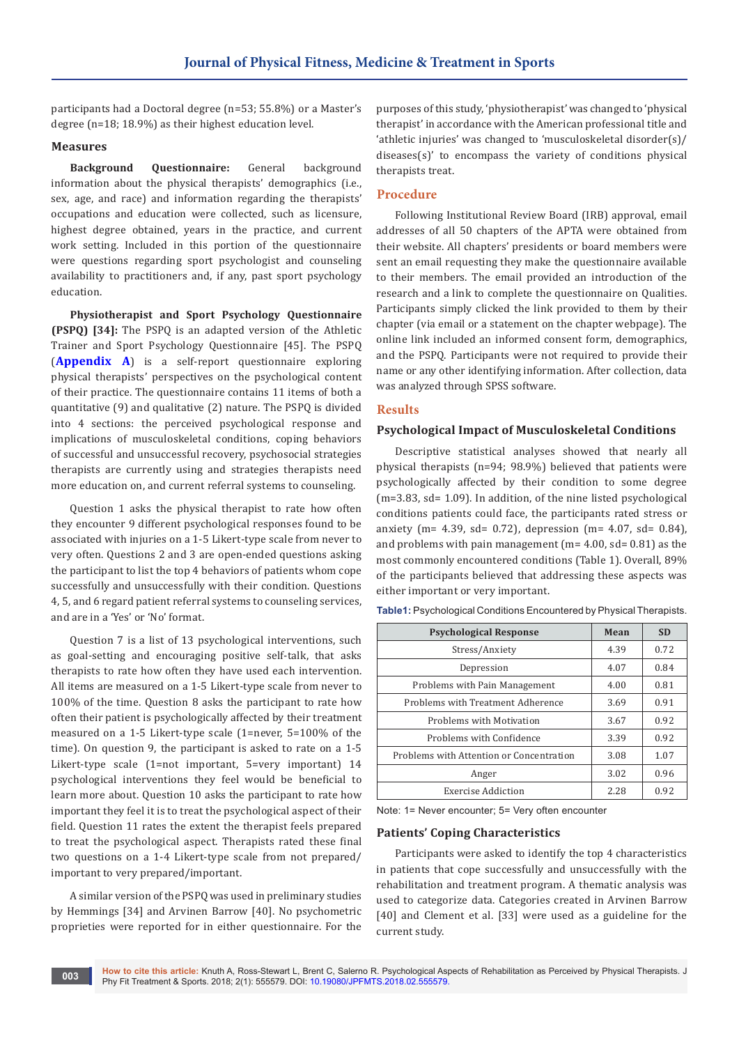participants had a Doctoral degree (n=53; 55.8%) or a Master's degree (n=18; 18.9%) as their highest education level.

### Measures

**Background Questionnaire:** General background information about the physical therapists' demographics (i.e., sex, age, and race) and information regarding the therapists' occupations and education were collected, such as licensure, highest degree obtained, years in the practice, and current work setting. Included in this portion of the questionnaire were questions regarding sport psychologist and counseling availability to practitioners and, if any, past sport psychology education.

**Physiotherapist and Sport Psychology Questionnaire (PSPQ) [34]:** The PSPQ is an adapted version of the Athletic Trainer and Sport Psychology Questionnaire [45]. The PSPQ (**Appendix A**) is a self-report questionnaire exploring physical therapists' perspectives on the psychological content of their practice. The questionnaire contains 11 items of both a quantitative (9) and qualitative (2) nature. The PSPQ is divided into 4 sections: the perceived psychological response and implications of musculoskeletal conditions, coping behaviors of successful and unsuccessful recovery, psychosocial strategies therapists are currently using and strategies therapists need more education on, and current referral systems to counseling.

Question 1 asks the physical therapist to rate how often they encounter 9 different psychological responses found to be associated with injuries on a 1-5 Likert-type scale from never to very often. Questions 2 and 3 are open-ended questions asking the participant to list the top 4 behaviors of patients whom cope successfully and unsuccessfully with their condition. Questions 4, 5, and 6 regard patient referral systems to counseling services, and are in a 'Yes' or 'No' format.

Question 7 is a list of 13 psychological interventions, such as goal-setting and encouraging positive self-talk, that asks therapists to rate how often they have used each intervention. All items are measured on a 1-5 Likert-type scale from never to 100% of the time. Question 8 asks the participant to rate how often their patient is psychologically affected by their treatment measured on a 1-5 Likert-type scale (1=never, 5=100% of the time). On question 9, the participant is asked to rate on a 1-5 Likert-type scale (1=not important, 5=very important) 14 psychological interventions they feel would be beneficial to learn more about. Question 10 asks the participant to rate how important they feel it is to treat the psychological aspect of their field. Question 11 rates the extent the therapist feels prepared to treat the psychological aspect. Therapists rated these final two questions on a 1-4 Likert-type scale from not prepared/important to very prepared/important.

A similar version of the PSPQ was used in preliminary studies by Hemmings [34] and Arvinen Barrow [40]. No psychometric proprieties were reported for in either questionnaire. For the purposes of this study, 'physiotherapist' was changed to 'physical therapist' in accordance with the American professional title and 'athletic injuries' was changed to 'musculoskeletal disorder(s)/diseases(s)' to encompass the variety of conditions physical therapists treat.

## Procedure

Following Institutional Review Board (IRB) approval, email addresses of all 50 chapters of the APTA were obtained from their website. All chapters' presidents or board members were sent an email requesting they make the questionnaire available to their members. The email provided an introduction of the research and a link to complete the questionnaire on Qualities. Participants simply clicked the link provided to them by their chapter (via email or a statement on the chapter webpage). The online link included an informed consent form, demographics, and the PSPQ. Participants were not required to provide their name or any other identifying information. After collection, data was analyzed through SPSS software.

## Results

### Psychological Impact of Musculoskeletal Conditions

Descriptive statistical analyses showed that nearly all physical therapists (n=94; 98.9%) believed that patients were psychologically affected by their condition to some degree (m=3.83, sd= 1.09). In addition, of the nine listed psychological conditions patients could face, the participants rated stress or anxiety (m= 4.39, sd= 0.72), depression (m= 4.07, sd= 0.84), and problems with pain management (m= 4.00, sd= 0.81) as the most commonly encountered conditions (Table 1). Overall, 89% of the participants believed that addressing these aspects was either important or very important.

**Table1:** Psychological Conditions Encountered by Physical Therapists.

| Psychological Response | Mean | SD |
|---|---|---|
| Stress/Anxiety | 4.39 | 0.72 |
| Depression | 4.07 | 0.84 |
| Problems with Pain Management | 4.00 | 0.81 |
| Problems with Treatment Adherence | 3.69 | 0.91 |
| Problems with Motivation | 3.67 | 0.92 |
| Problems with Confidence | 3.39 | 0.92 |
| Problems with Attention or Concentration | 3.08 | 1.07 |
| Anger | 3.02 | 0.96 |
| Exercise Addiction | 2.28 | 0.92 |

Note: 1= Never encounter; 5= Very often encounter

### Patients' Coping Characteristics

Participants were asked to identify the top 4 characteristics in patients that cope successfully and unsuccessfully with the rehabilitation and treatment program. A thematic analysis was used to categorize data. Categories created in Arvinen Barrow [40] and Clement et al. [33] were used as a guideline for the current study.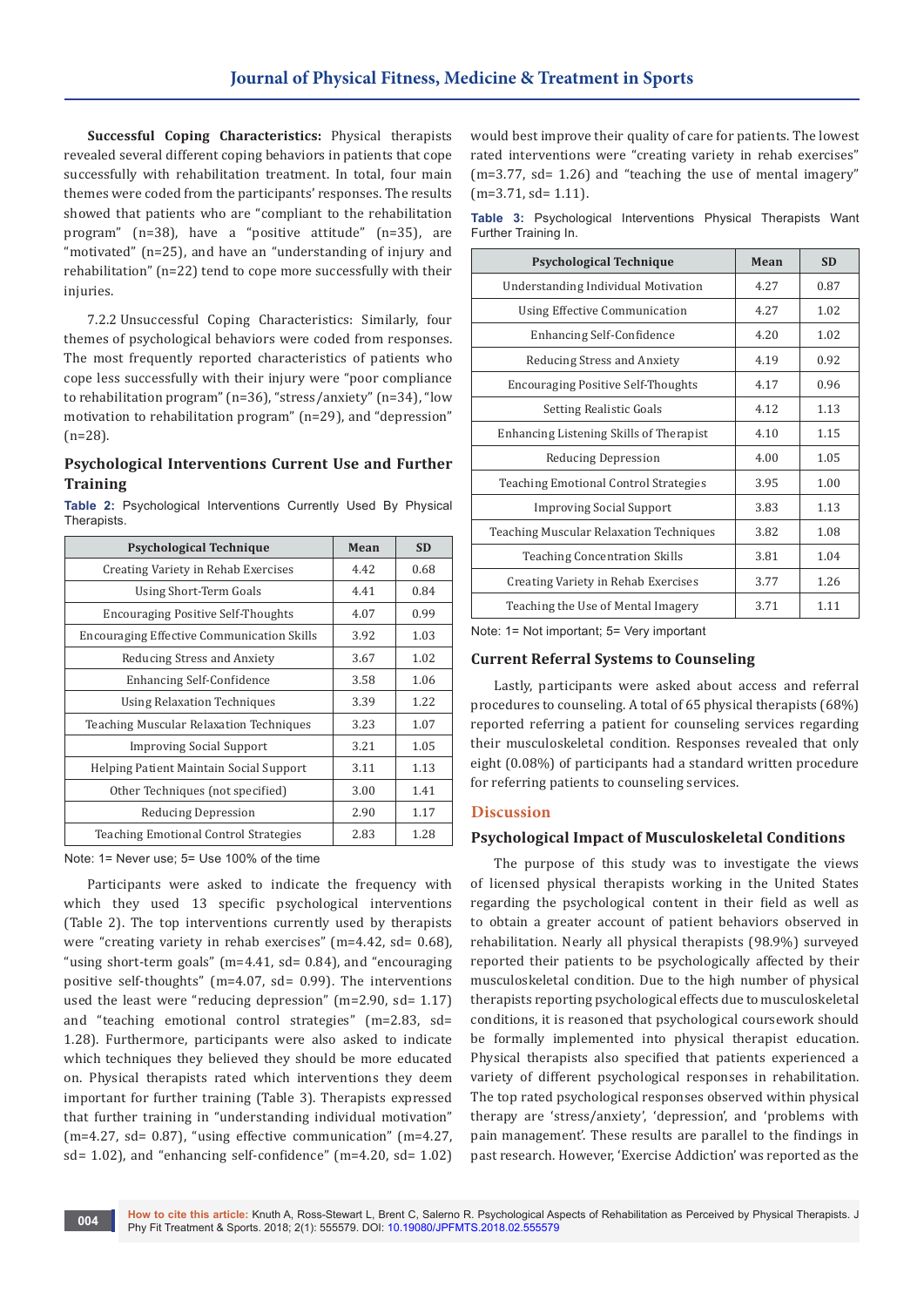**Successful Coping Characteristics:** Physical therapists revealed several different coping behaviors in patients that cope successfully with rehabilitation treatment. In total, four main themes were coded from the participants' responses. The results showed that patients who are "compliant to the rehabilitation program" (n=38), have a "positive attitude" (n=35), are "motivated" (n=25), and have an "understanding of injury and rehabilitation" (n=22) tend to cope more successfully with their injuries.

7.2.2 Unsuccessful Coping Characteristics: Similarly, four themes of psychological behaviors were coded from responses. The most frequently reported characteristics of patients who cope less successfully with their injury were "poor compliance to rehabilitation program" (n=36), "stress/anxiety" (n=34), "low motivation to rehabilitation program" (n=29), and "depression" (n=28).

## Psychological Interventions Current Use and Further Training

**Table 2:** Psychological Interventions Currently Used By Physical Therapists.

| Psychological Technique | Mean | SD |
|---|---|---|
| Creating Variety in Rehab Exercises | 4.42 | 0.68 |
| Using Short-Term Goals | 4.41 | 0.84 |
| Encouraging Positive Self-Thoughts | 4.07 | 0.99 |
| Encouraging Effective Communication Skills | 3.92 | 1.03 |
| Reducing Stress and Anxiety | 3.67 | 1.02 |
| Enhancing Self-Confidence | 3.58 | 1.06 |
| Using Relaxation Techniques | 3.39 | 1.22 |
| Teaching Muscular Relaxation Techniques | 3.23 | 1.07 |
| Improving Social Support | 3.21 | 1.05 |
| Helping Patient Maintain Social Support | 3.11 | 1.13 |
| Other Techniques (not specified) | 3.00 | 1.41 |
| Reducing Depression | 2.90 | 1.17 |
| Teaching Emotional Control Strategies | 2.83 | 1.28 |

Note: 1= Never use; 5= Use 100% of the time

Participants were asked to indicate the frequency with which they used 13 specific psychological interventions (Table 2). The top interventions currently used by therapists were "creating variety in rehab exercises" (m=4.42, sd= 0.68), "using short-term goals" (m=4.41, sd= 0.84), and "encouraging positive self-thoughts" (m=4.07, sd= 0.99). The interventions used the least were "reducing depression" (m=2.90, sd= 1.17) and "teaching emotional control strategies" (m=2.83, sd= 1.28). Furthermore, participants were also asked to indicate which techniques they believed they should be more educated on. Physical therapists rated which interventions they deem important for further training (Table 3). Therapists expressed that further training in "understanding individual motivation" (m=4.27, sd= 0.87), "using effective communication" (m=4.27, sd= 1.02), and "enhancing self-confidence" (m=4.20, sd= 1.02) would best improve their quality of care for patients. The lowest rated interventions were "creating variety in rehab exercises" (m=3.77, sd= 1.26) and "teaching the use of mental imagery" (m=3.71, sd= 1.11).

**Table 3:** Psychological Interventions Physical Therapists Want Further Training In.

| Psychological Technique | Mean | SD |
|---|---|---|
| Understanding Individual Motivation | 4.27 | 0.87 |
| Using Effective Communication | 4.27 | 1.02 |
| Enhancing Self-Confidence | 4.20 | 1.02 |
| Reducing Stress and Anxiety | 4.19 | 0.92 |
| Encouraging Positive Self-Thoughts | 4.17 | 0.96 |
| Setting Realistic Goals | 4.12 | 1.13 |
| Enhancing Listening Skills of Therapist | 4.10 | 1.15 |
| Reducing Depression | 4.00 | 1.05 |
| Teaching Emotional Control Strategies | 3.95 | 1.00 |
| Improving Social Support | 3.83 | 1.13 |
| Teaching Muscular Relaxation Techniques | 3.82 | 1.08 |
| Teaching Concentration Skills | 3.81 | 1.04 |
| Creating Variety in Rehab Exercises | 3.77 | 1.26 |
| Teaching the Use of Mental Imagery | 3.71 | 1.11 |

Note: 1= Not important; 5= Very important

## Current Referral Systems to Counseling

Lastly, participants were asked about access and referral procedures to counseling. A total of 65 physical therapists (68%) reported referring a patient for counseling services regarding their musculoskeletal condition. Responses revealed that only eight (0.08%) of participants had a standard written procedure for referring patients to counseling services.

# Discussion

## Psychological Impact of Musculoskeletal Conditions

The purpose of this study was to investigate the views of licensed physical therapists working in the United States regarding the psychological content in their field as well as to obtain a greater account of patient behaviors observed in rehabilitation. Nearly all physical therapists (98.9%) surveyed reported their patients to be psychologically affected by their musculoskeletal condition. Due to the high number of physical therapists reporting psychological effects due to musculoskeletal conditions, it is reasoned that psychological coursework should be formally implemented into physical therapist education. Physical therapists also specified that patients experienced a variety of different psychological responses in rehabilitation. The top rated psychological responses observed within physical therapy are 'stress/anxiety', 'depression', and 'problems with pain management'. These results are parallel to the findings in past research. However, 'Exercise Addiction' was reported as the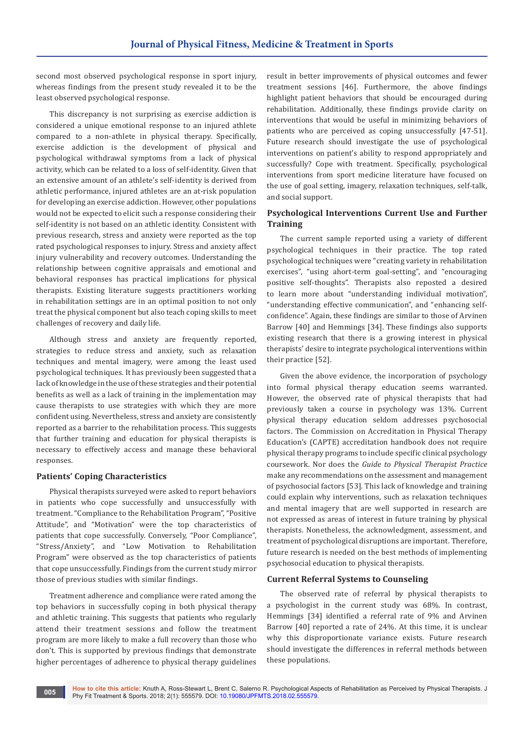second most observed psychological response in sport injury, whereas findings from the present study revealed it to be the least observed psychological response.

This discrepancy is not surprising as exercise addiction is considered a unique emotional response to an injured athlete compared to a non-athlete in physical therapy. Specifically, exercise addiction is the development of physical and psychological withdrawal symptoms from a lack of physical activity, which can be related to a loss of self-identity. Given that an extensive amount of an athlete's self-identity is derived from athletic performance, injured athletes are an at-risk population for developing an exercise addiction. However, other populations would not be expected to elicit such a response considering their self-identity is not based on an athletic identity. Consistent with previous research, stress and anxiety were reported as the top rated psychological responses to injury. Stress and anxiety affect injury vulnerability and recovery outcomes. Understanding the relationship between cognitive appraisals and emotional and behavioral responses has practical implications for physical therapists. Existing literature suggests practitioners working in rehabilitation settings are in an optimal position to not only treat the physical component but also teach coping skills to meet challenges of recovery and daily life.

Although stress and anxiety are frequently reported, strategies to reduce stress and anxiety, such as relaxation techniques and mental imagery, were among the least used psychological techniques. It has previously been suggested that a lack of knowledge in the use of these strategies and their potential benefits as well as a lack of training in the implementation may cause therapists to use strategies with which they are more confident using. Nevertheless, stress and anxiety are consistently reported as a barrier to the rehabilitation process. This suggests that further training and education for physical therapists is necessary to effectively access and manage these behavioral responses.

### Patients' Coping Characteristics

Physical therapists surveyed were asked to report behaviors in patients who cope successfully and unsuccessfully with treatment. "Compliance to the Rehabilitation Program", "Positive Attitude", and "Motivation" were the top characteristics of patients that cope successfully. Conversely, "Poor Compliance", "Stress/Anxiety", and "Low Motivation to Rehabilitation Program" were observed as the top characteristics of patients that cope unsuccessfully. Findings from the current study mirror those of previous studies with similar findings.

Treatment adherence and compliance were rated among the top behaviors in successfully coping in both physical therapy and athletic training. This suggests that patients who regularly attend their treatment sessions and follow the treatment program are more likely to make a full recovery than those who don't. This is supported by previous findings that demonstrate higher percentages of adherence to physical therapy guidelines result in better improvements of physical outcomes and fewer treatment sessions [46]. Furthermore, the above findings highlight patient behaviors that should be encouraged during rehabilitation. Additionally, these findings provide clarity on interventions that would be useful in minimizing behaviors of patients who are perceived as coping unsuccessfully [47-51]. Future research should investigate the use of psychological interventions on patient's ability to respond appropriately and successfully? Cope with treatment. Specifically, psychological interventions from sport medicine literature have focused on the use of goal setting, imagery, relaxation techniques, self-talk, and social support.

### Psychological Interventions Current Use and Further Training

The current sample reported using a variety of different psychological techniques in their practice. The top rated psychological techniques were "creating variety in rehabilitation exercises", "using ahort-term goal-setting", and "encouraging positive self-thoughts". Therapists also reposted a desired to learn more about "understanding individual motivation", "understanding effective communication", and "enhancing self-confidence". Again, these findings are similar to those of Arvinen Barrow [40] and Hemmings [34]. These findings also supports existing research that there is a growing interest in physical therapists' desire to integrate psychological interventions within their practice [52].

Given the above evidence, the incorporation of psychology into formal physical therapy education seems warranted. However, the observed rate of physical therapists that had previously taken a course in psychology was 13%. Current physical therapy education seldom addresses psychosocial factors. The Commission on Accreditation in Physical Therapy Education's (CAPTE) accreditation handbook does not require physical therapy programs to include specific clinical psychology coursework. Nor does the *Guide to Physical Therapist Practice* make any recommendations on the assessment and management of psychosocial factors [53]. This lack of knowledge and training could explain why interventions, such as relaxation techniques and mental imagery that are well supported in research are not expressed as areas of interest in future training by physical therapists. Nonetheless, the acknowledgment, assessment, and treatment of psychological disruptions are important. Therefore, future research is needed on the best methods of implementing psychosocial education to physical therapists.

### Current Referral Systems to Counseling

The observed rate of referral by physical therapists to a psychologist in the current study was 68%. In contrast, Hemmings [34] identified a referral rate of 9% and Arvinen Barrow [40] reported a rate of 24%. At this time, it is unclear why this disproportionate variance exists. Future research should investigate the differences in referral methods between these populations.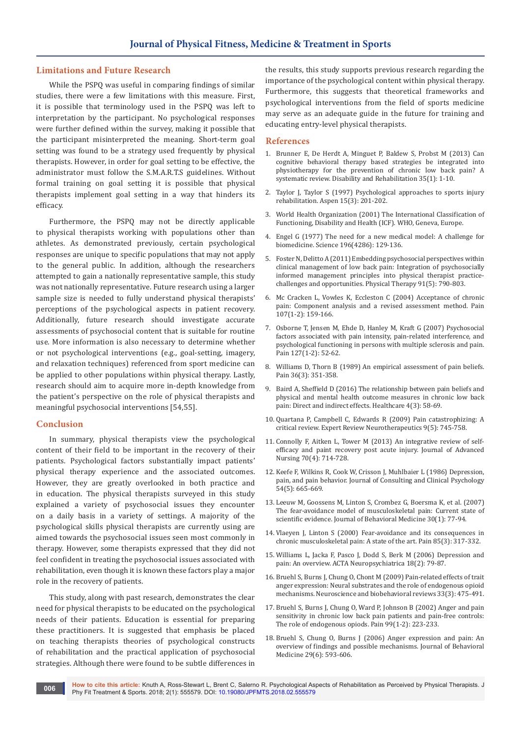## Limitations and Future Research

While the PSPQ was useful in comparing findings of similar studies, there were a few limitations with this measure. First, it is possible that terminology used in the PSPQ was left to interpretation by the participant. No psychological responses were further defined within the survey, making it possible that the participant misinterpreted the meaning. Short-term goal setting was found to be a strategy used frequently by physical therapists. However, in order for goal setting to be effective, the administrator must follow the S.M.A.R.T.S guidelines. Without formal training on goal setting it is possible that physical therapists implement goal setting in a way that hinders its efficacy.

Furthermore, the PSPQ may not be directly applicable to physical therapists working with populations other than athletes. As demonstrated previously, certain psychological responses are unique to specific populations that may not apply to the general public. In addition, although the researchers attempted to gain a nationally representative sample, this study was not nationally representative. Future research using a larger sample size is needed to fully understand physical therapists' perceptions of the psychological aspects in patient recovery. Additionally, future research should investigate accurate assessments of psychosocial content that is suitable for routine use. More information is also necessary to determine whether or not psychological interventions (e.g., goal-setting, imagery, and relaxation techniques) referenced from sport medicine can be applied to other populations within physical therapy. Lastly, research should aim to acquire more in-depth knowledge from the patient's perspective on the role of physical therapists and meaningful psychosocial interventions [54,55].

## Conclusion

In summary, physical therapists view the psychological content of their field to be important in the recovery of their patients. Psychological factors substantially impact patients' physical therapy experience and the associated outcomes. However, they are greatly overlooked in both practice and in education. The physical therapists surveyed in this study explained a variety of psychosocial issues they encounter on a daily basis in a variety of settings. A majority of the psychological skills physical therapists are currently using are aimed towards the psychosocial issues seen most commonly in therapy. However, some therapists expressed that they did not feel confident in treating the psychosocial issues associated with rehabilitation, even though it is known these factors play a major role in the recovery of patients.

This study, along with past research, demonstrates the clear need for physical therapists to be educated on the psychological needs of their patients. Education is essential for preparing these practitioners. It is suggested that emphasis be placed on teaching therapists theories of psychological constructs of rehabilitation and the practical application of psychosocial strategies. Although there were found to be subtle differences in the results, this study supports previous research regarding the importance of the psychological content within physical therapy. Furthermore, this suggests that theoretical frameworks and psychological interventions from the field of sports medicine may serve as an adequate guide in the future for training and educating entry-level physical therapists.

## References

1. Brunner E, De Herdt A, Minguet P, Baldew S, Probst M (2013) Can cognitive behavioral therapy based strategies be integrated into physiotherapy for the prevention of chronic low back pain? A systematic review. Disability and Rehabilitation 35(1): 1-10.
2. Taylor J, Taylor S (1997) Psychological approaches to sports injury rehabilitation. Aspen 15(3): 201-202.
3. World Health Organization (2001) The International Classification of Functioning, Disability and Health (ICF). WHO, Geneva, Europe.
4. Engel G (1977) The need for a new medical model: A challenge for biomedicine. Science 196(4286): 129-136.
5. Foster N, Delitto A (2011) Embedding psychosocial perspectives within clinical management of low back pain: Integration of psychosocially informed management principles into physical therapist practice-challenges and opportunities. Physical Therapy 91(5): 790-803.
6. Mc Cracken L, Vowles K, Eccleston C (2004) Acceptance of chronic pain: Component analysis and a revised assessment method. Pain 107(1-2): 159-166.
7. Osborne T, Jensen M, Ehde D, Hanley M, Kraft G (2007) Psychosocial factors associated with pain intensity, pain-related interference, and psychological functioning in persons with multiple sclerosis and pain. Pain 127(1-2): 52-62.
8. Williams D, Thorn B (1989) An empirical assessment of pain beliefs. Pain 36(3): 351-358.
9. Baird A, Sheffield D (2016) The relationship between pain beliefs and physical and mental health outcome measures in chronic low back pain: Direct and indirect effects. Healthcare 4(3): 58-69.
10. Quartana P, Campbell C, Edwards R (2009) Pain catastrophizing: A critical review. Expert Review Neurotherapeutics 9(5): 745-758.
11. Connolly F, Aitken L, Tower M (2013) An integrative review of self-efficacy and paint recovery post acute injury. Journal of Advanced Nursing 70(4): 714-728.
12. Keefe F, Wilkins R, Cook W, Crisson J, Muhlbaier L (1986) Depression, pain, and pain behavior. Journal of Consulting and Clinical Psychology 54(5): 665-669.
13. Leeuw M, Goossens M, Linton S, Crombez G, Boersma K, et al. (2007) The fear-avoidance model of musculoskeletal pain: Current state of scientific evidence. Journal of Behavioral Medicine 30(1): 77-94.
14. Vlaeyen J, Linton S (2000) Fear-avoidance and its consequences in chronic musculoskeletal pain: A state of the art. Pain 85(3): 317-332.
15. Williams L, Jacka F, Pasco J, Dodd S, Berk M (2006) Depression and pain: An overview. ACTA Neuropsychiatrica 18(2): 79-87.
16. Bruehl S, Burns J, Chung O, Chont M (2009) Pain-related effects of trait anger expression: Neural substrates and the role of endogenous opioid mechanisms. Neuroscience and biobehavioral reviews 33(3): 475-491.
17. Bruehl S, Burns J, Chung O, Ward P, Johnson B (2002) Anger and pain sensitivity in chronic low back pain patients and pain-free controls: The role of endogenous opiods. Pain 99(1-2): 223-233.
18. Bruehl S, Chung O, Burns J (2006) Anger expression and pain: An overview of findings and possible mechanisms. Journal of Behavioral Medicine 29(6): 593-606.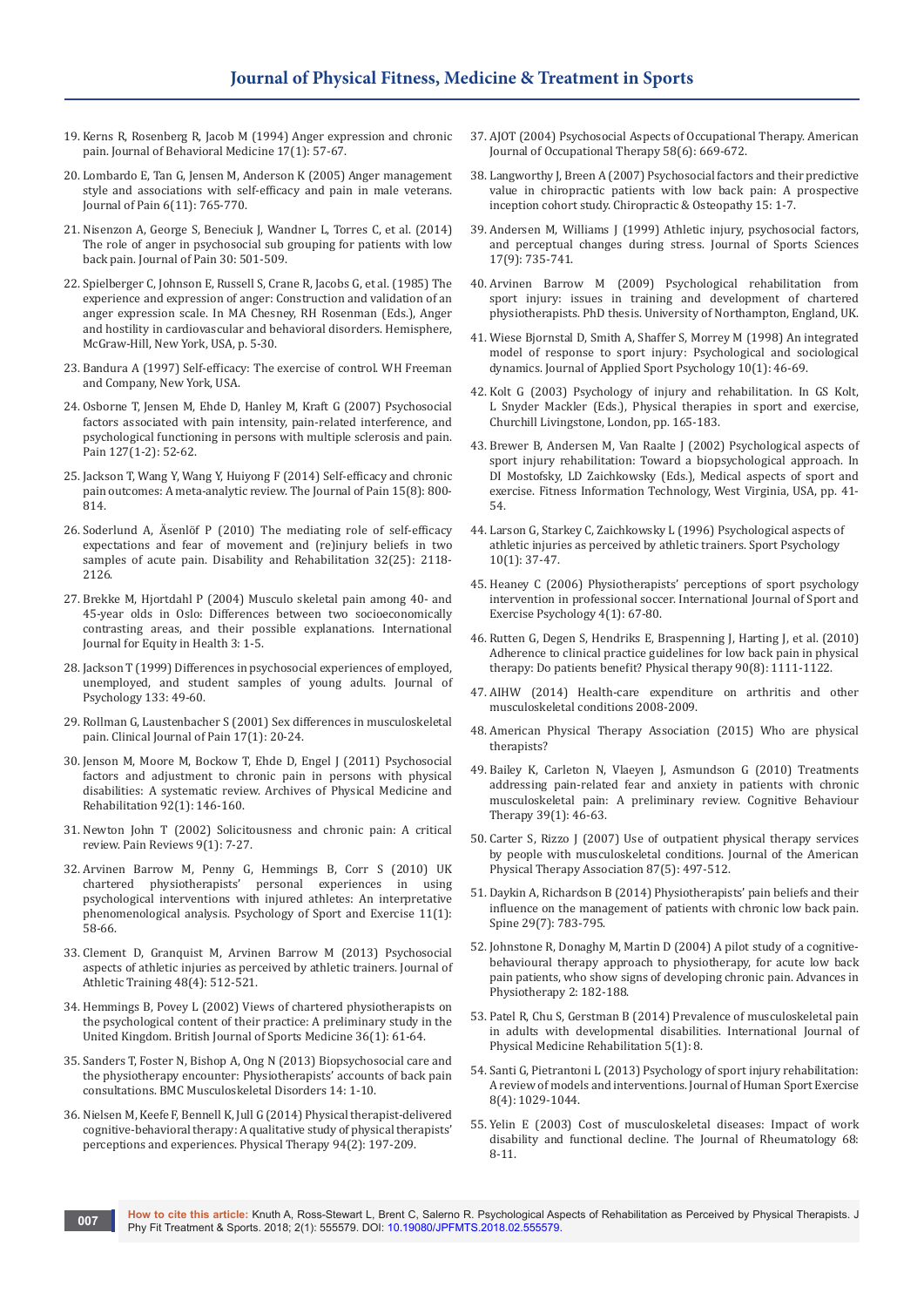19. Kerns R, Rosenberg R, Jacob M (1994) Anger expression and chronic pain. Journal of Behavioral Medicine 17(1): 57-67.
20. Lombardo E, Tan G, Jensen M, Anderson K (2005) Anger management style and associations with self-efficacy and pain in male veterans. Journal of Pain 6(11): 765-770.
21. Nisenzon A, George S, Beneciuk J, Wandner L, Torres C, et al. (2014) The role of anger in psychosocial sub grouping for patients with low back pain. Journal of Pain 30: 501-509.
22. Spielberger C, Johnson E, Russell S, Crane R, Jacobs G, et al. (1985) The experience and expression of anger: Construction and validation of an anger expression scale. In MA Chesney, RH Rosenman (Eds.), Anger and hostility in cardiovascular and behavioral disorders. Hemisphere, McGraw-Hill, New York, USA, p. 5-30.
23. Bandura A (1997) Self-efficacy: The exercise of control. WH Freeman and Company, New York, USA.
24. Osborne T, Jensen M, Ehde D, Hanley M, Kraft G (2007) Psychosocial factors associated with pain intensity, pain-related interference, and psychological functioning in persons with multiple sclerosis and pain. Pain 127(1-2): 52-62.
25. Jackson T, Wang Y, Wang Y, Huiyong F (2014) Self-efficacy and chronic pain outcomes: A meta-analytic review. The Journal of Pain 15(8): 800-814.
26. Soderlund A, Äsenlöf P (2010) The mediating role of self-efficacy expectations and fear of movement and (re)injury beliefs in two samples of acute pain. Disability and Rehabilitation 32(25): 2118-2126.
27. Brekke M, Hjortdahl P (2004) Musculo skeletal pain among 40- and 45-year olds in Oslo: Differences between two socioeconomically contrasting areas, and their possible explanations. International Journal for Equity in Health 3: 1-5.
28. Jackson T (1999) Differences in psychosocial experiences of employed, unemployed, and student samples of young adults. Journal of Psychology 133: 49-60.
29. Rollman G, Laustenbacher S (2001) Sex differences in musculoskeletal pain. Clinical Journal of Pain 17(1): 20-24.
30. Jenson M, Moore M, Bockow T, Ehde D, Engel J (2011) Psychosocial factors and adjustment to chronic pain in persons with physical disabilities: A systematic review. Archives of Physical Medicine and Rehabilitation 92(1): 146-160.
31. Newton John T (2002) Solicitousness and chronic pain: A critical review. Pain Reviews 9(1): 7-27.
32. Arvinen Barrow M, Penny G, Hemmings B, Corr S (2010) UK chartered physiotherapists' personal experiences in using psychological interventions with injured athletes: An interpretative phenomenological analysis. Psychology of Sport and Exercise 11(1): 58-66.
33. Clement D, Granquist M, Arvinen Barrow M (2013) Psychosocial aspects of athletic injuries as perceived by athletic trainers. Journal of Athletic Training 48(4): 512-521.
34. Hemmings B, Povey L (2002) Views of chartered physiotherapists on the psychological content of their practice: A preliminary study in the United Kingdom. British Journal of Sports Medicine 36(1): 61-64.
35. Sanders T, Foster N, Bishop A, Ong N (2013) Biopsychosocial care and the physiotherapy encounter: Physiotherapists' accounts of back pain consultations. BMC Musculoskeletal Disorders 14: 1-10.
36. Nielsen M, Keefe F, Bennell K, Jull G (2014) Physical therapist-delivered cognitive-behavioral therapy: A qualitative study of physical therapists' perceptions and experiences. Physical Therapy 94(2): 197-209.
37. AJOT (2004) Psychosocial Aspects of Occupational Therapy. American Journal of Occupational Therapy 58(6): 669-672.
38. Langworthy J, Breen A (2007) Psychosocial factors and their predictive value in chiropractic patients with low back pain: A prospective inception cohort study. Chiropractic & Osteopathy 15: 1-7.
39. Andersen M, Williams J (1999) Athletic injury, psychosocial factors, and perceptual changes during stress. Journal of Sports Sciences 17(9): 735-741.
40. Arvinen Barrow M (2009) Psychological rehabilitation from sport injury: issues in training and development of chartered physiotherapists. PhD thesis. University of Northampton, England, UK.
41. Wiese Bjornstal D, Smith A, Shaffer S, Morrey M (1998) An integrated model of response to sport injury: Psychological and sociological dynamics. Journal of Applied Sport Psychology 10(1): 46-69.
42. Kolt G (2003) Psychology of injury and rehabilitation. In GS Kolt, L Snyder Mackler (Eds.), Physical therapies in sport and exercise, Churchill Livingstone, London, pp. 165-183.
43. Brewer B, Andersen M, Van Raalte J (2002) Psychological aspects of sport injury rehabilitation: Toward a biopsychological approach. In DI Mostofsky, LD Zaichkowsky (Eds.), Medical aspects of sport and exercise. Fitness Information Technology, West Virginia, USA, pp. 41-54.
44. Larson G, Starkey C, Zaichkowsky L (1996) Psychological aspects of athletic injuries as perceived by athletic trainers. Sport Psychology 10(1): 37-47.
45. Heaney C (2006) Physiotherapists' perceptions of sport psychology intervention in professional soccer. International Journal of Sport and Exercise Psychology 4(1): 67-80.
46. Rutten G, Degen S, Hendriks E, Braspenning J, Harting J, et al. (2010) Adherence to clinical practice guidelines for low back pain in physical therapy: Do patients benefit? Physical therapy 90(8): 1111-1122.
47. AIHW (2014) Health-care expenditure on arthritis and other musculoskeletal conditions 2008-2009.
48. American Physical Therapy Association (2015) Who are physical therapists?
49. Bailey K, Carleton N, Vlaeyen J, Asmundson G (2010) Treatments addressing pain-related fear and anxiety in patients with chronic musculoskeletal pain: A preliminary review. Cognitive Behaviour Therapy 39(1): 46-63.
50. Carter S, Rizzo J (2007) Use of outpatient physical therapy services by people with musculoskeletal conditions. Journal of the American Physical Therapy Association 87(5): 497-512.
51. Daykin A, Richardson B (2014) Physiotherapists' pain beliefs and their influence on the management of patients with chronic low back pain. Spine 29(7): 783-795.
52. Johnstone R, Donaghy M, Martin D (2004) A pilot study of a cognitive-behavioural therapy approach to physiotherapy, for acute low back pain patients, who show signs of developing chronic pain. Advances in Physiotherapy 2: 182-188.
53. Patel R, Chu S, Gerstman B (2014) Prevalence of musculoskeletal pain in adults with developmental disabilities. International Journal of Physical Medicine Rehabilitation 5(1): 8.
54. Santi G, Pietrantoni L (2013) Psychology of sport injury rehabilitation: A review of models and interventions. Journal of Human Sport Exercise 8(4): 1029-1044.
55. Yelin E (2003) Cost of musculoskeletal diseases: Impact of work disability and functional decline. The Journal of Rheumatology 68: 8-11.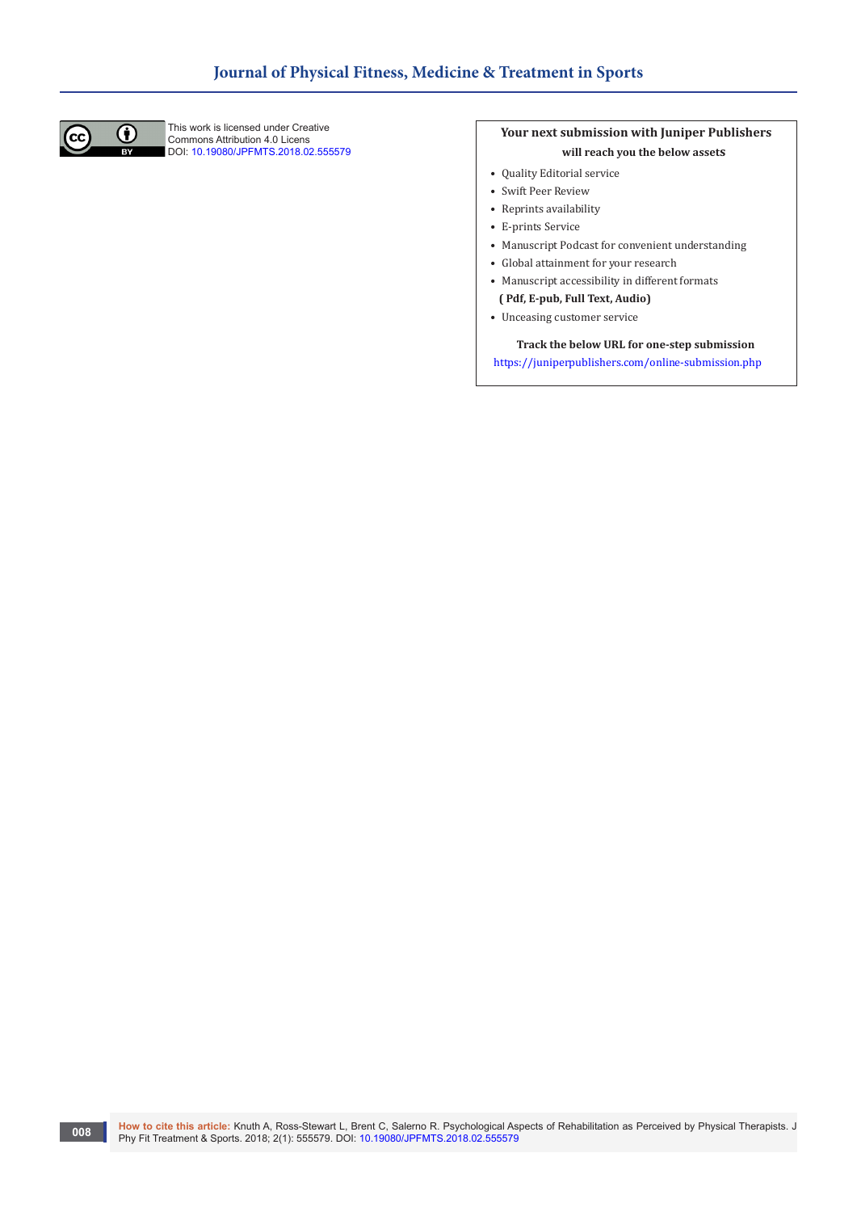This work is licensed under Creative Commons Attribution 4.0 Licens
DOI: 10.19080/JPFMTS.2018.02.555579

**Your next submission with Juniper Publishers**
**will reach you the below assets**

- Quality Editorial service
- Swift Peer Review
- Reprints availability
- E-prints Service
- Manuscript Podcast for convenient understanding
- Global attainment for your research
- Manuscript accessibility in different formats
  **( Pdf, E-pub, Full Text, Audio)**
- Unceasing customer service

**Track the below URL for one-step submission**
https://juniperpublishers.com/online-submission.php

**How to cite this article:** Knuth A, Ross-Stewart L, Brent C, Salerno R. Psychological Aspects of Rehabilitation as Perceived by Physical Therapists. J Phy Fit Treatment & Sports. 2018; 2(1): 555579. DOI: 10.19080/JPFMTS.2018.02.555579